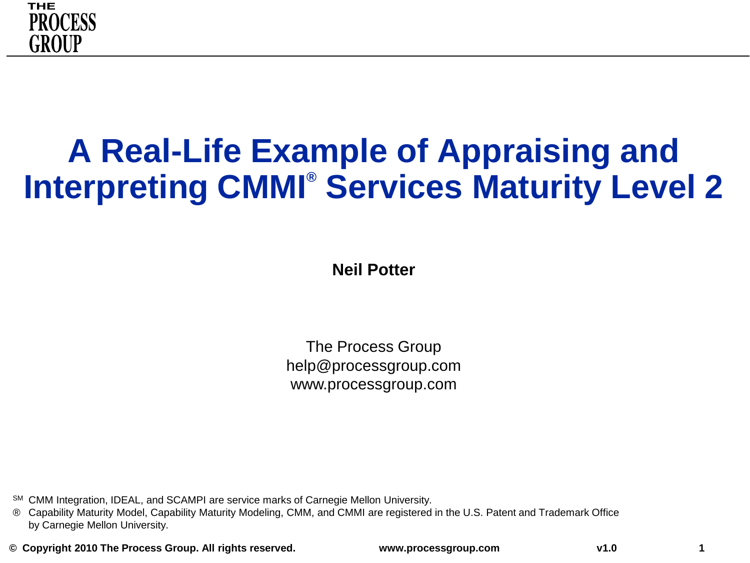THE PROCESS GROUP

# A Real-Life Example of Appraising and Interpreting CMMI® Services Maturity Level 2

**Neil Potter**

The Process Group
help@processgroup.com
www.processgroup.com

SM CMM Integration, IDEAL, and SCAMPI are service marks of Carnegie Mellon University.

® Capability Maturity Model, Capability Maturity Modeling, CMM, and CMMI are registered in the U.S. Patent and Trademark Office by Carnegie Mellon University.

**© Copyright 2010 The Process Group. All rights reserved.** **www.processgroup.com** **v1.0**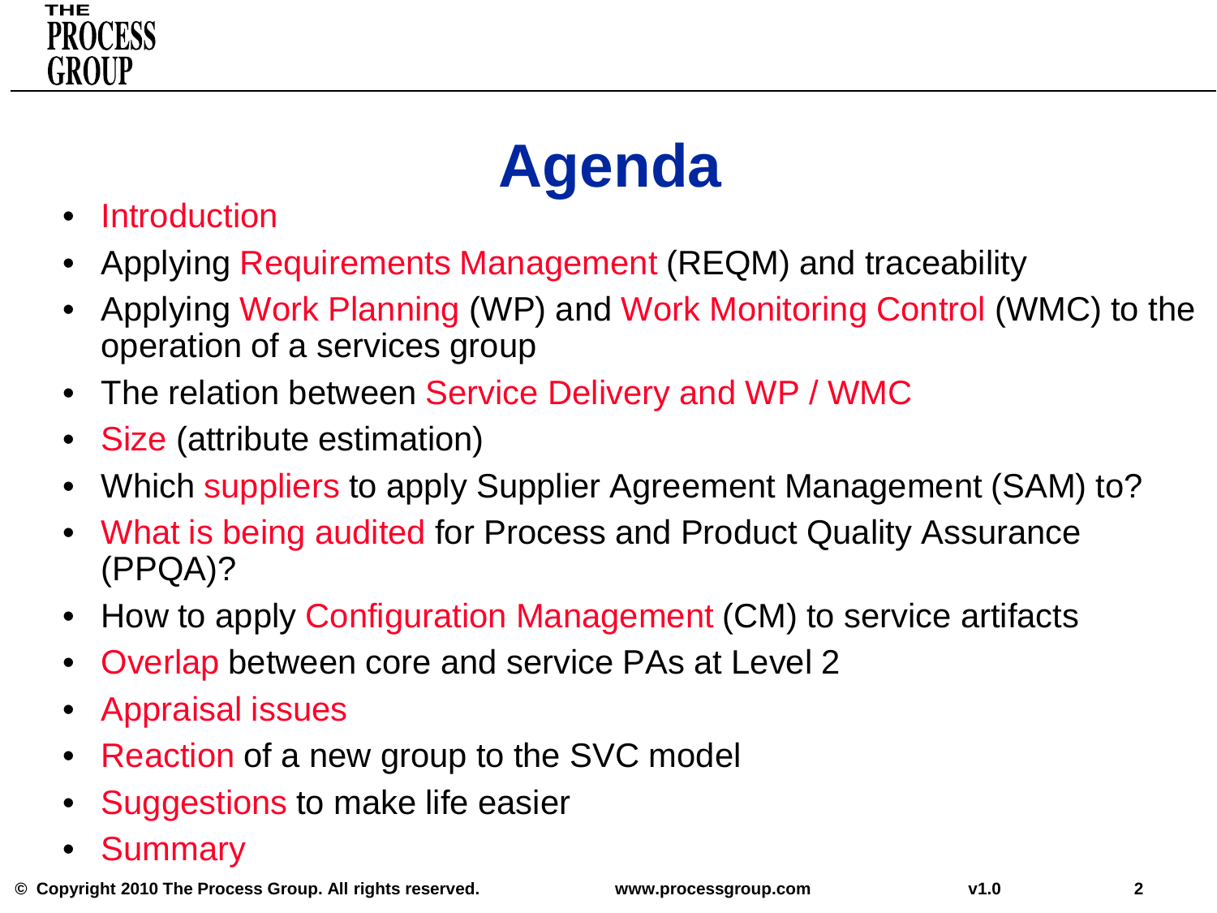# Agenda

- Introduction
- Applying Requirements Management (REQM) and traceability
- Applying Work Planning (WP) and Work Monitoring Control (WMC) to the operation of a services group
- The relation between Service Delivery and WP / WMC
- Size (attribute estimation)
- Which suppliers to apply Supplier Agreement Management (SAM) to?
- What is being audited for Process and Product Quality Assurance (PPQA)?
- How to apply Configuration Management (CM) to service artifacts
- Overlap between core and service PAs at Level 2
- Appraisal issues
- Reaction of a new group to the SVC model
- Suggestions to make life easier
- Summary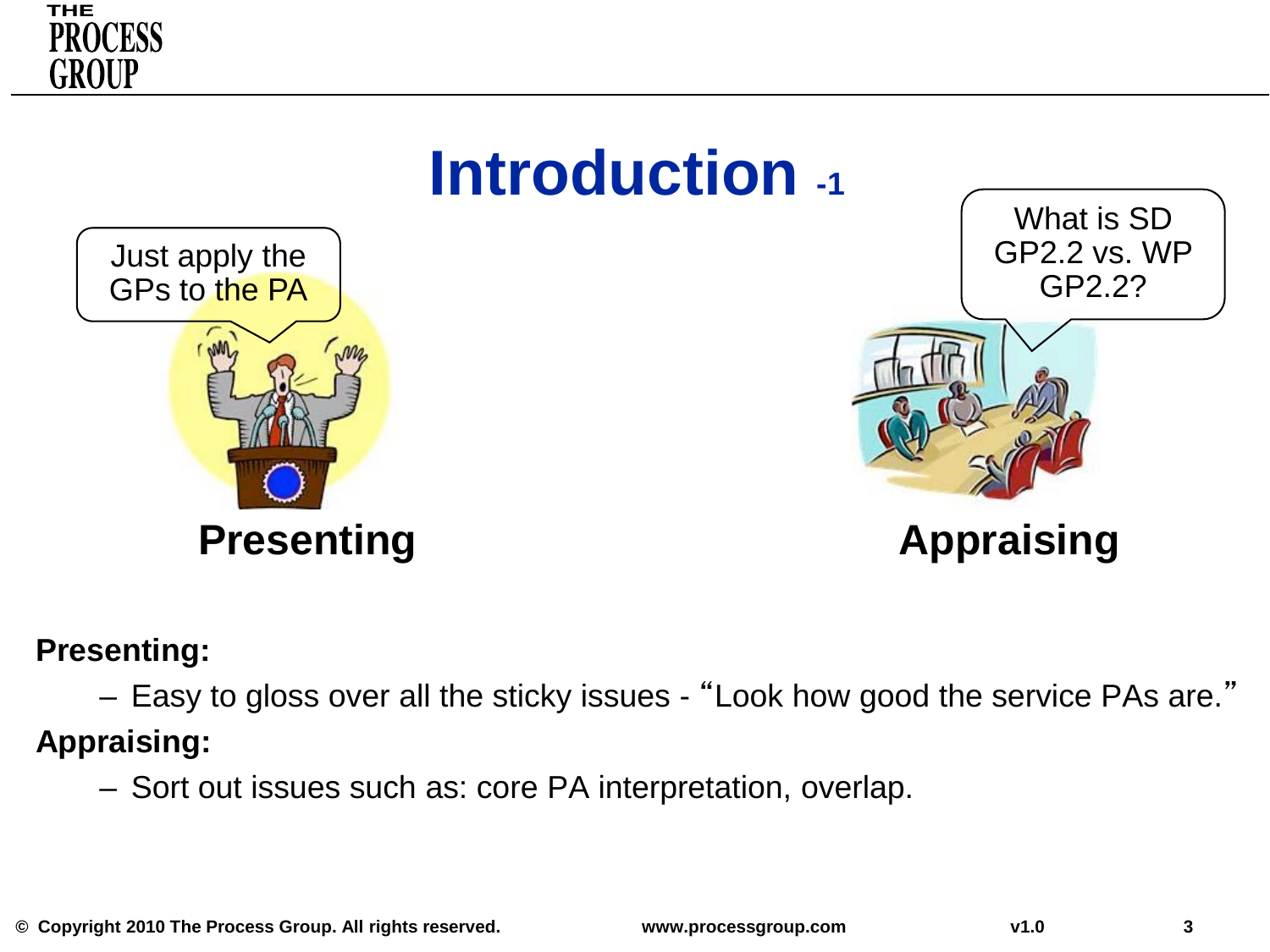# Introduction -1

Just apply the GPs to the PA

What is SD GP2.2 vs. WP GP2.2?

**Presenting** | **Appraising**

**Presenting:**

- Easy to gloss over all the sticky issues - "Look how good the service PAs are."

**Appraising:**

- Sort out issues such as: core PA interpretation, overlap.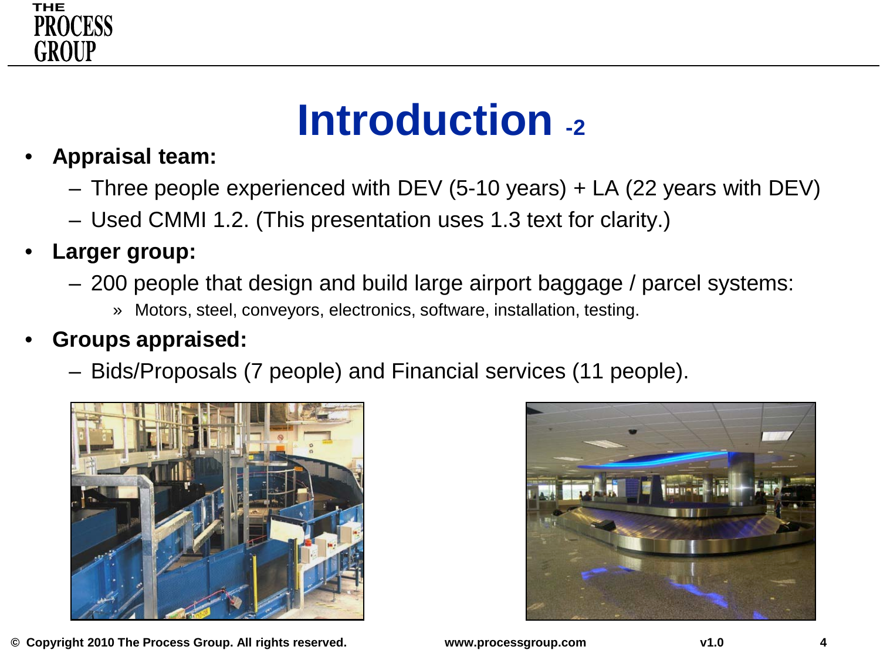# Introduction -2

- **Appraisal team:**
  - Three people experienced with DEV (5-10 years) + LA (22 years with DEV)
  - Used CMMI 1.2. (This presentation uses 1.3 text for clarity.)
- **Larger group:**
  - 200 people that design and build large airport baggage / parcel systems:
    - » Motors, steel, conveyors, electronics, software, installation, testing.
- **Groups appraised:**
  - Bids/Proposals (7 people) and Financial services (11 people).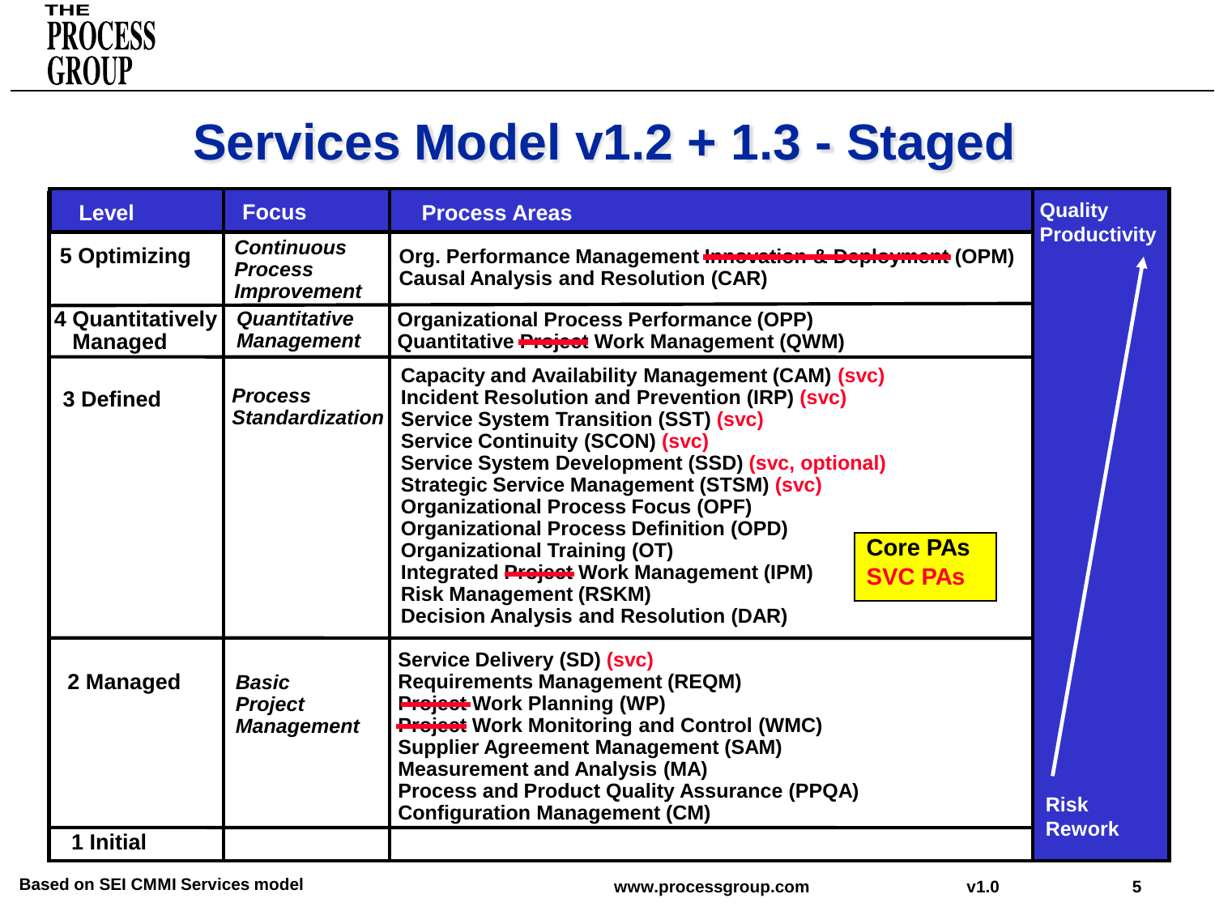# Services Model v1.2 + 1.3 - Staged

| Level | Focus | Process Areas | Quality Productivity |
|---|---|---|---|
| 5 Optimizing | *Continuous Process Improvement* | Org. Performance Management ~~Innovation & Deployment~~ (OPM)<br>Causal Analysis and Resolution (CAR) | |
| 4 Quantitatively Managed | *Quantitative Management* | Organizational Process Performance (OPP)<br>Quantitative ~~Project~~ Work Management (QWM) | |
| 3 Defined | *Process Standardization* | Capacity and Availability Management (CAM) (svc)<br>Incident Resolution and Prevention (IRP) (svc)<br>Service System Transition (SST) (svc)<br>Service Continuity (SCON) (svc)<br>Service System Development (SSD) (svc, optional)<br>Strategic Service Management (STSM) (svc)<br>Organizational Process Focus (OPF)<br>Organizational Process Definition (OPD)<br>Organizational Training (OT)<br>Integrated ~~Project~~ Work Management (IPM)<br>Risk Management (RSKM)<br>Decision Analysis and Resolution (DAR) | |
| 2 Managed | *Basic Project Management* | Service Delivery (SD) (svc)<br>Requirements Management (REQM)<br>~~Project~~ Work Planning (WP)<br>~~Project~~ Work Monitoring and Control (WMC)<br>Supplier Agreement Management (SAM)<br>Measurement and Analysis (MA)<br>Process and Product Quality Assurance (PPQA)<br>Configuration Management (CM) | |
| 1 Initial | | | Risk Rework |

Legend: Core PAs / SVC PAs

Based on SEI CMMI Services model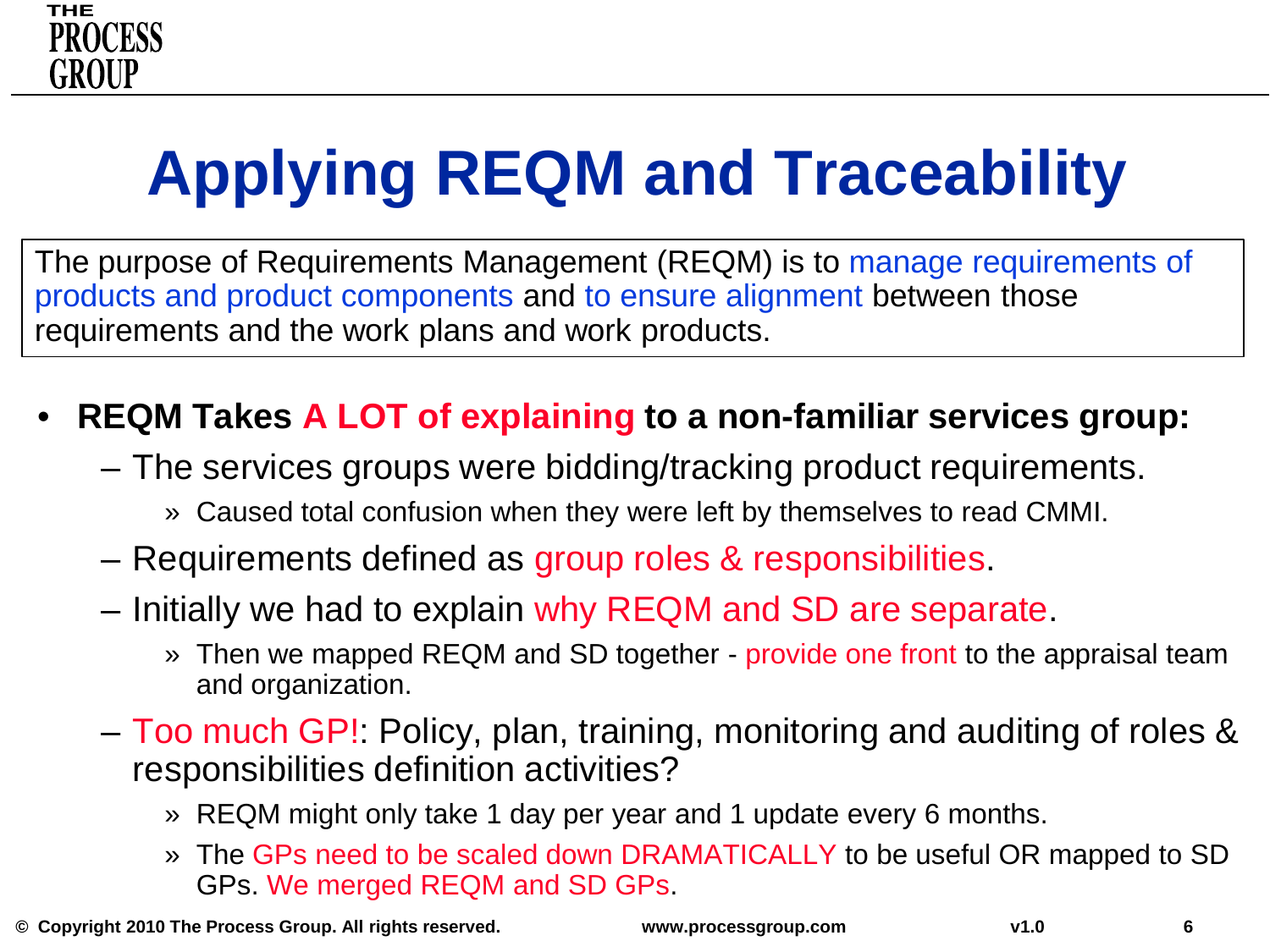# Applying REQM and Traceability

The purpose of Requirements Management (REQM) is to manage requirements of products and product components and to ensure alignment between those requirements and the work plans and work products.

- **REQM Takes A LOT of explaining to a non-familiar services group:**
  - The services groups were bidding/tracking product requirements.
    - » Caused total confusion when they were left by themselves to read CMMI.
  - Requirements defined as group roles & responsibilities.
  - Initially we had to explain why REQM and SD are separate.
    - » Then we mapped REQM and SD together - provide one front to the appraisal team and organization.
  - Too much GP!: Policy, plan, training, monitoring and auditing of roles & responsibilities definition activities?
    - » REQM might only take 1 day per year and 1 update every 6 months.
    - » The GPs need to be scaled down DRAMATICALLY to be useful OR mapped to SD GPs. We merged REQM and SD GPs.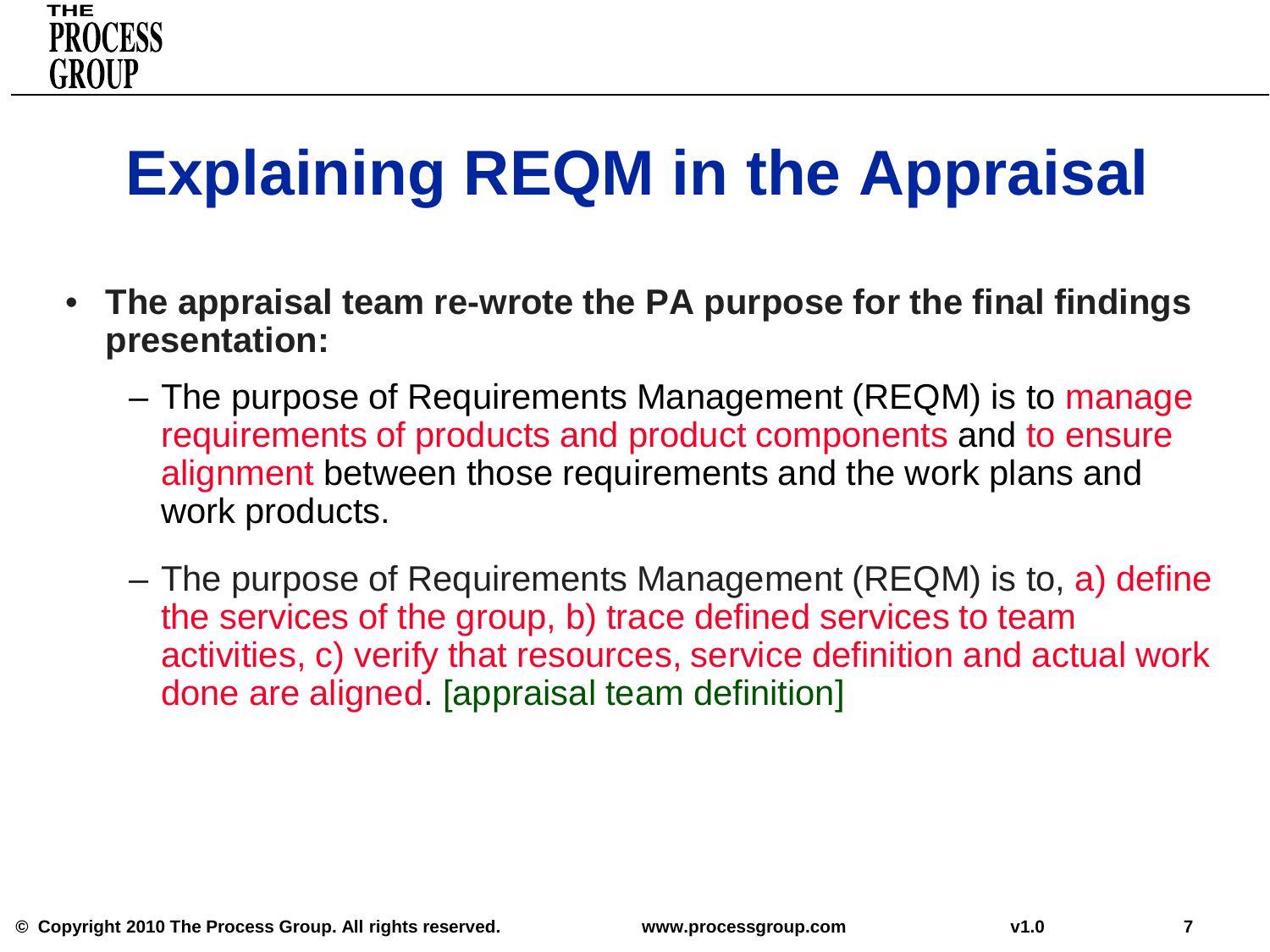# Explaining REQM in the Appraisal

- **The appraisal team re-wrote the PA purpose for the final findings presentation:**
  - The purpose of Requirements Management (REQM) is to manage requirements of products and product components and to ensure alignment between those requirements and the work plans and work products.
  - The purpose of Requirements Management (REQM) is to, a) define the services of the group, b) trace defined services to team activities, c) verify that resources, service definition and actual work done are aligned. [appraisal team definition]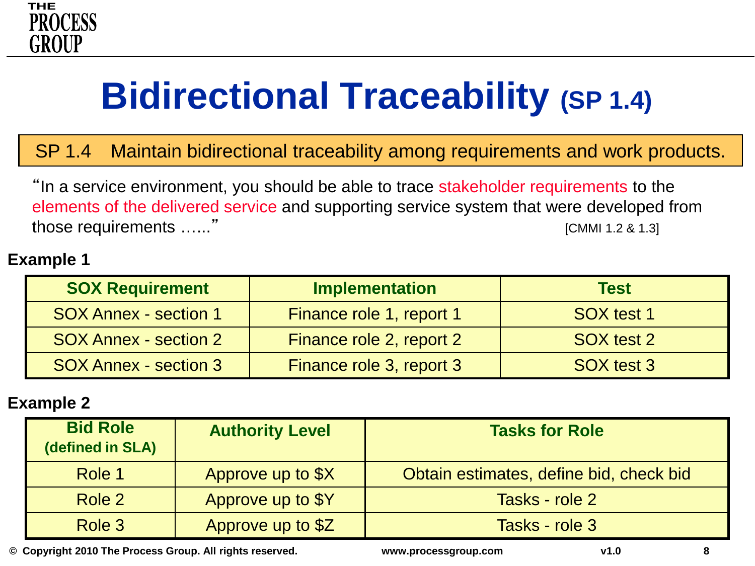# Bidirectional Traceability (SP 1.4)

**SP 1.4 Maintain bidirectional traceability among requirements and work products.**

"In a service environment, you should be able to trace stakeholder requirements to the elements of the delivered service and supporting service system that were developed from those requirements ......" [CMMI 1.2 & 1.3]

**Example 1**

| SOX Requirement | Implementation | Test |
|---|---|---|
| SOX Annex - section 1 | Finance role 1, report 1 | SOX test 1 |
| SOX Annex - section 2 | Finance role 2, report 2 | SOX test 2 |
| SOX Annex - section 3 | Finance role 3, report 3 | SOX test 3 |

**Example 2**

| Bid Role (defined in SLA) | Authority Level | Tasks for Role |
|---|---|---|
| Role 1 | Approve up to $X | Obtain estimates, define bid, check bid |
| Role 2 | Approve up to $Y | Tasks - role 2 |
| Role 3 | Approve up to $Z | Tasks - role 3 |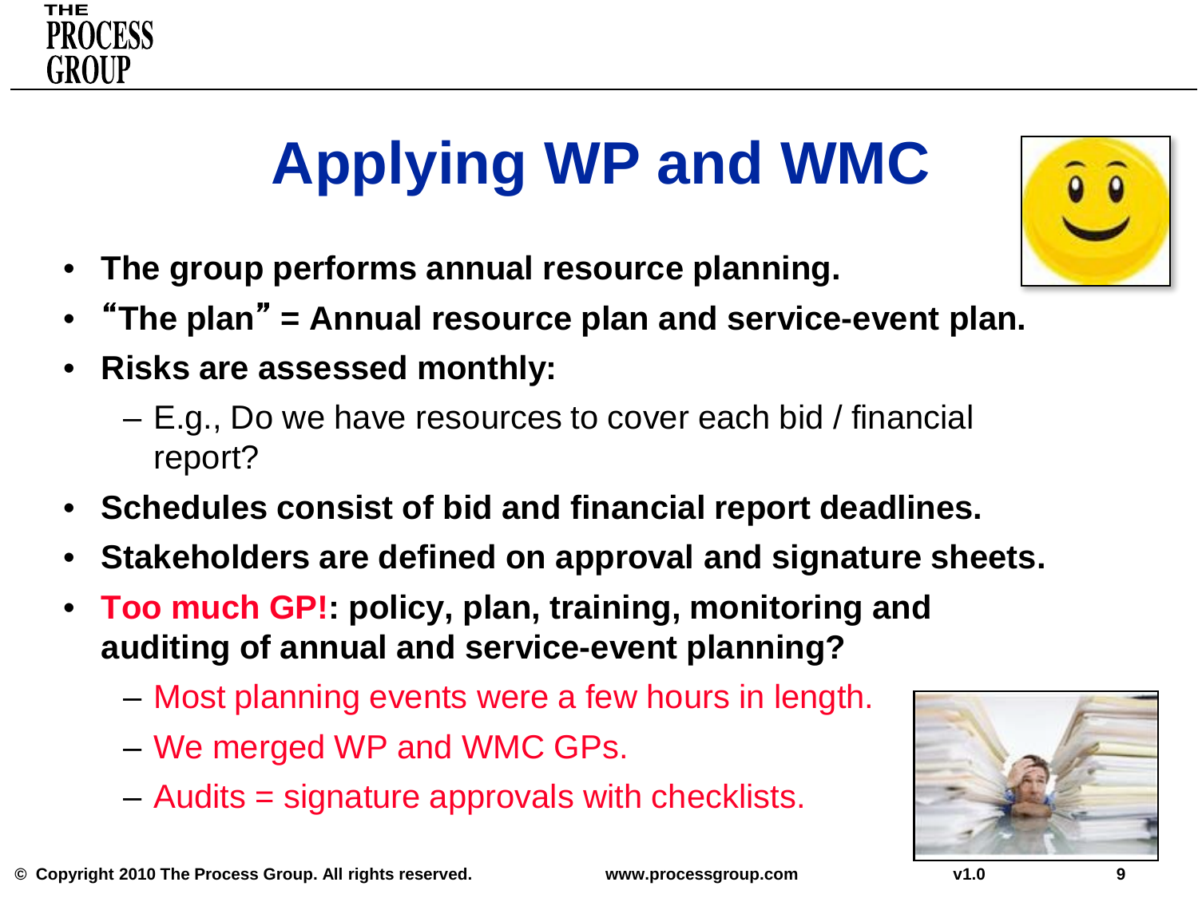# Applying WP and WMC

- **The group performs annual resource planning.**
- **"The plan" = Annual resource plan and service-event plan.**
- **Risks are assessed monthly:**
  - E.g., Do we have resources to cover each bid / financial report?
- **Schedules consist of bid and financial report deadlines.**
- **Stakeholders are defined on approval and signature sheets.**
- **Too much GP!: policy, plan, training, monitoring and auditing of annual and service-event planning?**
  - Most planning events were a few hours in length.
  - We merged WP and WMC GPs.
  - Audits = signature approvals with checklists.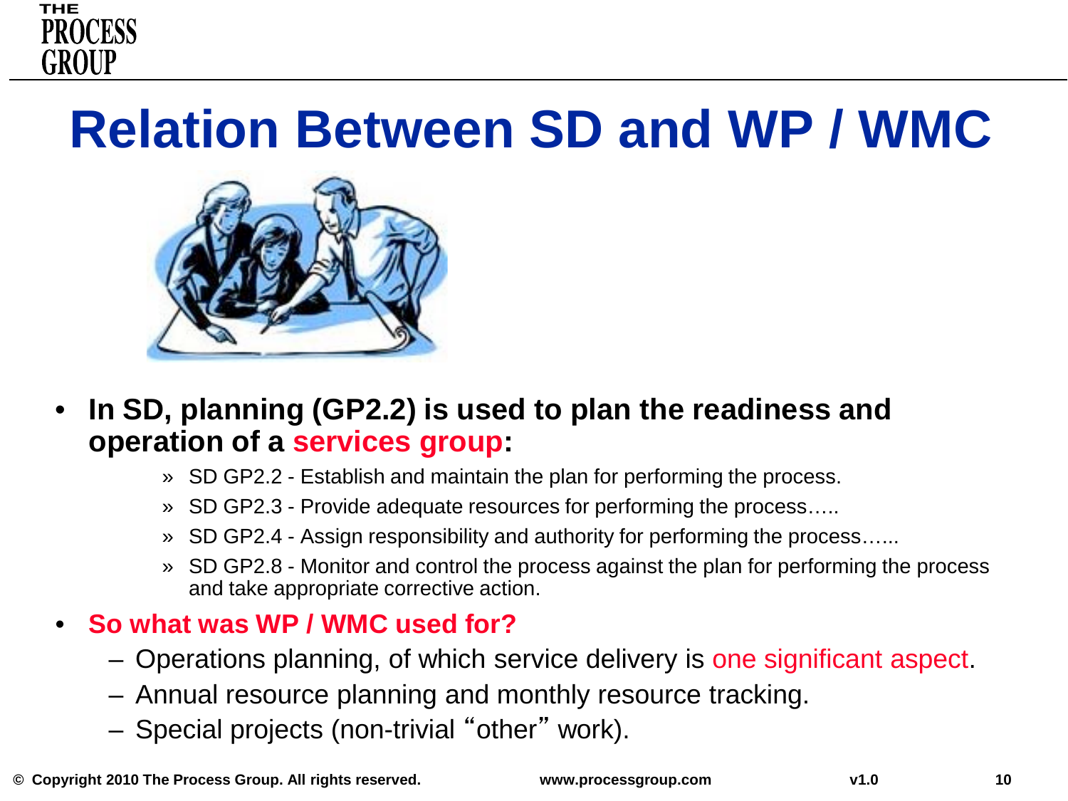# Relation Between SD and WP / WMC

- **In SD, planning (GP2.2) is used to plan the readiness and operation of a services group:**
  - » SD GP2.2 - Establish and maintain the plan for performing the process.
  - » SD GP2.3 - Provide adequate resources for performing the process…..
  - » SD GP2.4 - Assign responsibility and authority for performing the process…...
  - » SD GP2.8 - Monitor and control the process against the plan for performing the process and take appropriate corrective action.
- **So what was WP / WMC used for?**
  - Operations planning, of which service delivery is one significant aspect.
  - Annual resource planning and monthly resource tracking.
  - Special projects (non-trivial "other" work).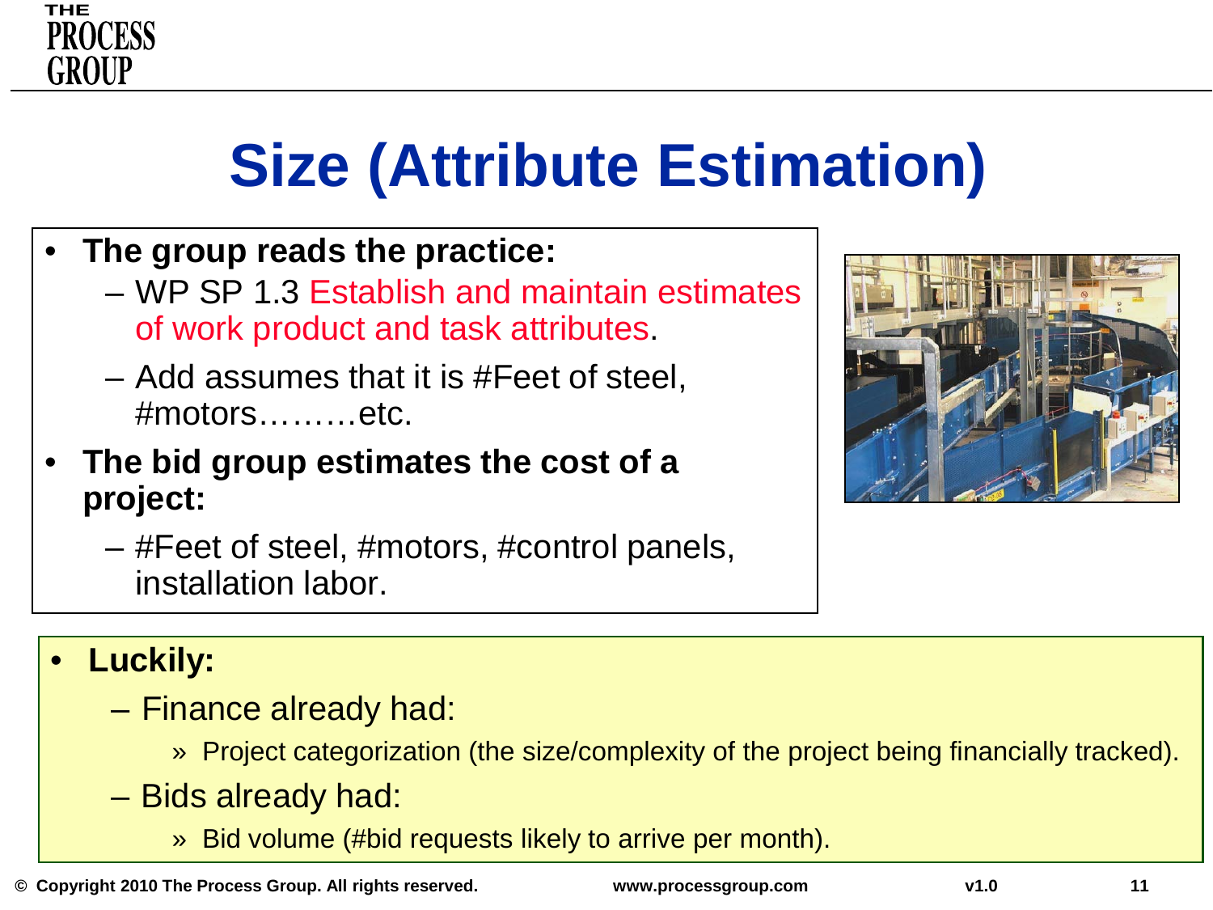# Size (Attribute Estimation)

- **The group reads the practice:**
  - WP SP 1.3 Establish and maintain estimates of work product and task attributes.
  - Add assumes that it is #Feet of steel, #motors………etc.
- **The bid group estimates the cost of a project:**
  - #Feet of steel, #motors, #control panels, installation labor.

- **Luckily:**
  - Finance already had:
    - » Project categorization (the size/complexity of the project being financially tracked).
  - Bids already had:
    - » Bid volume (#bid requests likely to arrive per month).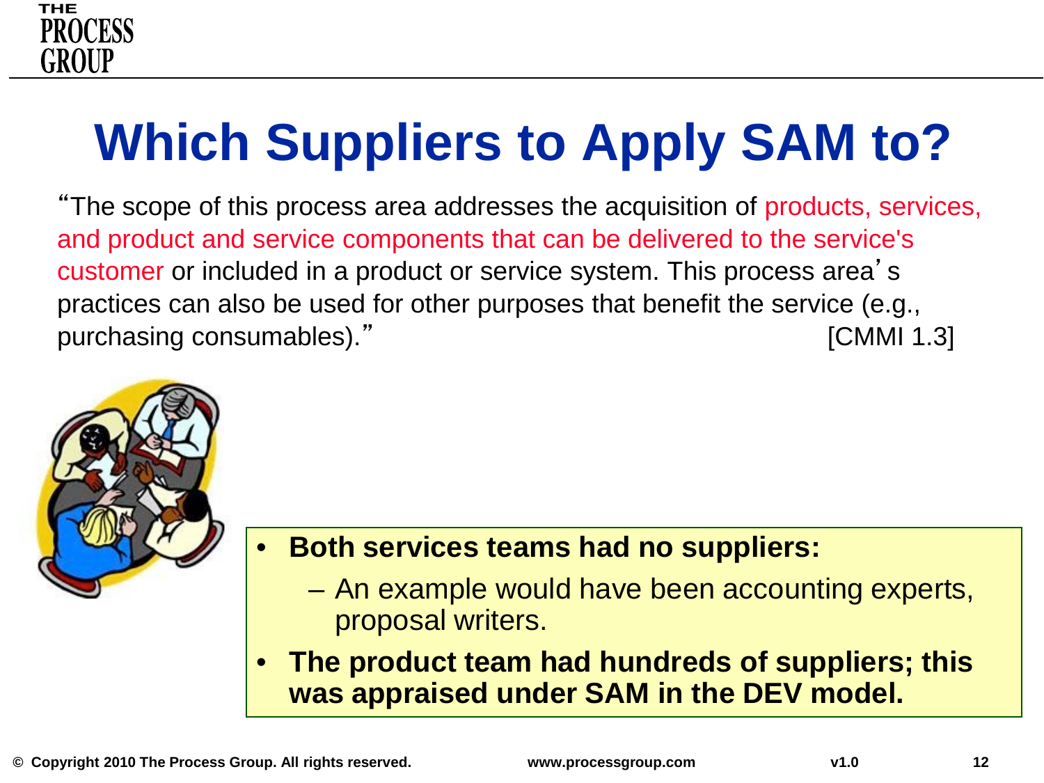# Which Suppliers to Apply SAM to?

"The scope of this process area addresses the acquisition of products, services, and product and service components that can be delivered to the service's customer or included in a product or service system. This process area's practices can also be used for other purposes that benefit the service (e.g., purchasing consumables)." [CMMI 1.3]

- **Both services teams had no suppliers:**
  - An example would have been accounting experts, proposal writers.
- **The product team had hundreds of suppliers; this was appraised under SAM in the DEV model.**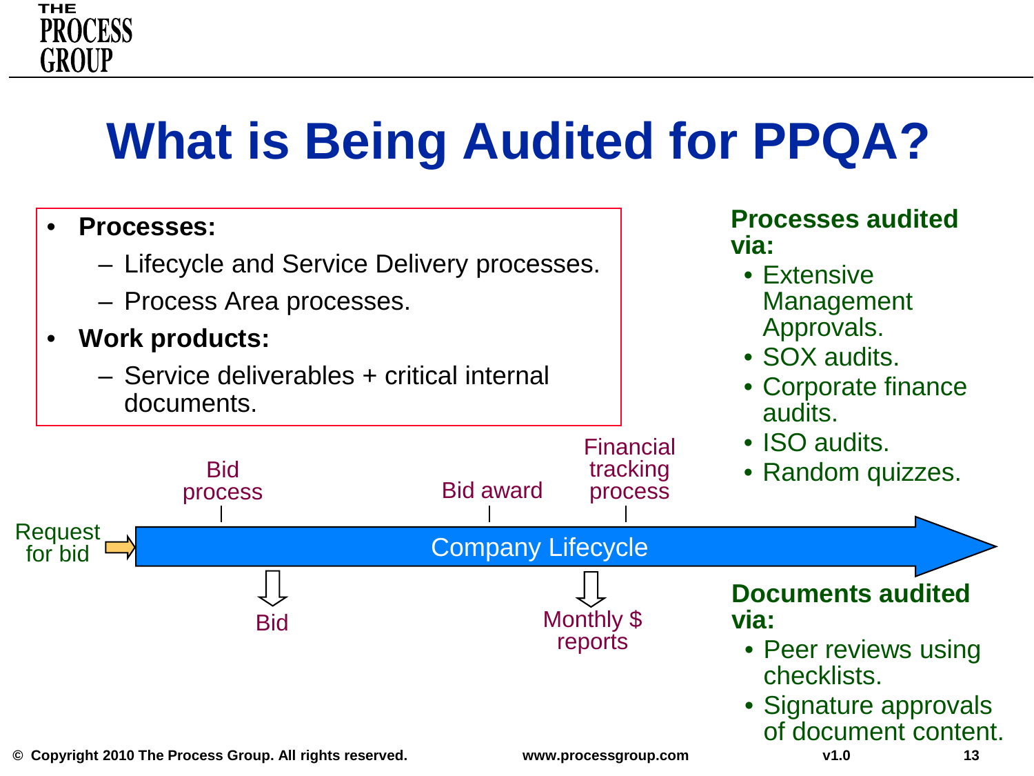# What is Being Audited for PPQA?

- **Processes:**
  - Lifecycle and Service Delivery processes.
  - Process Area processes.
- **Work products:**
  - Service deliverables + critical internal documents.

**Processes audited via:**

- Extensive Management Approvals.
- SOX audits.
- Corporate finance audits.
- ISO audits.
- Random quizzes.

Request for bid → Company Lifecycle

- Bid process → Bid
- Bid award
- Financial tracking process → Monthly $ reports

**Documents audited via:**

- Peer reviews using checklists.
- Signature approvals of document content.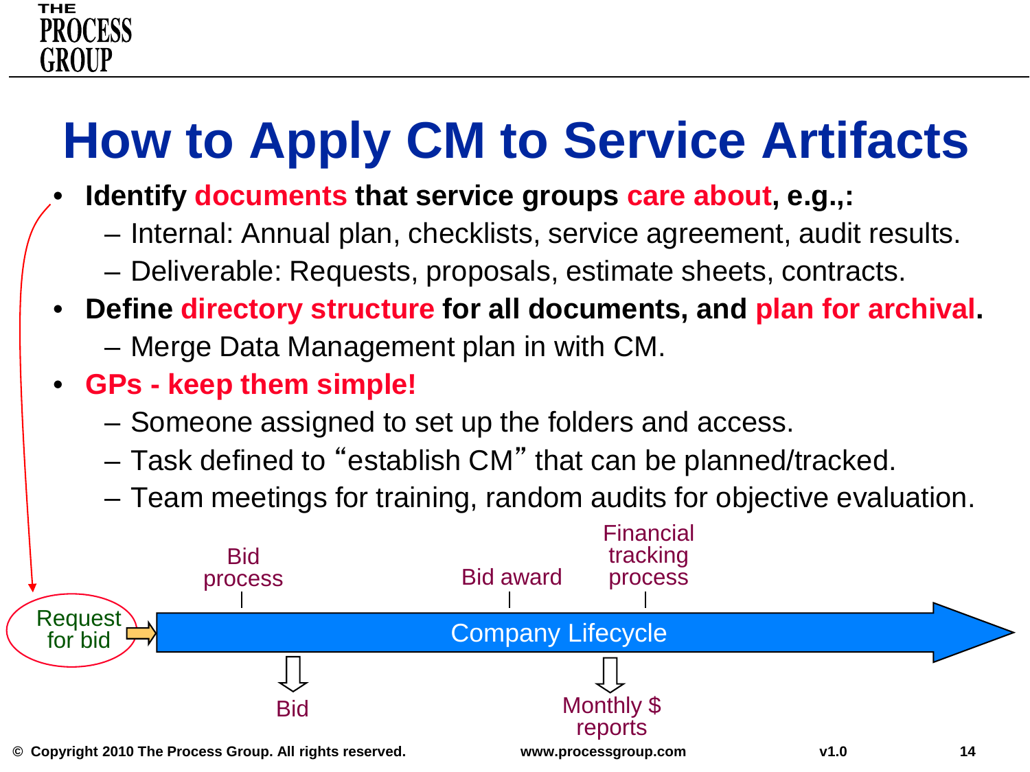# How to Apply CM to Service Artifacts

- **Identify documents that service groups care about, e.g.,:**
  - Internal: Annual plan, checklists, service agreement, audit results.
  - Deliverable: Requests, proposals, estimate sheets, contracts.
- **Define directory structure for all documents, and plan for archival.**
  - Merge Data Management plan in with CM.
- **GPs - keep them simple!**
  - Someone assigned to set up the folders and access.
  - Task defined to "establish CM" that can be planned/tracked.
  - Team meetings for training, random audits for objective evaluation.

Request for bid → Company Lifecycle

Bid process | Bid award | Financial tracking process

Bid | Monthly $ reports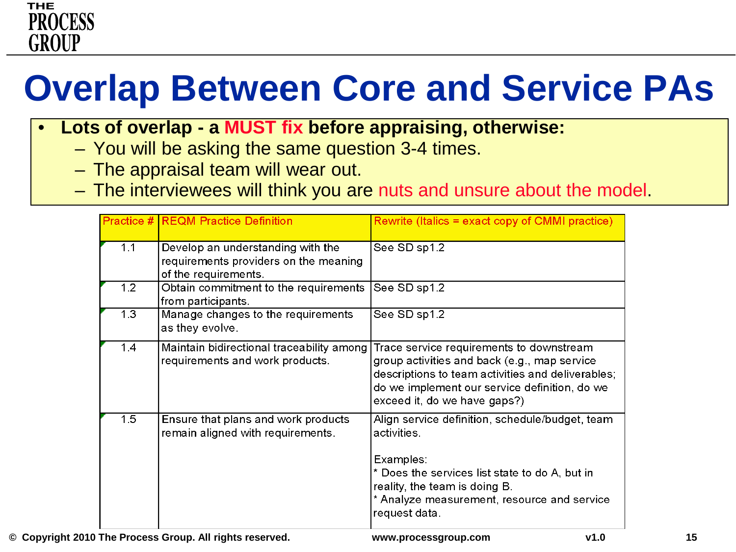# Overlap Between Core and Service PAs

- **Lots of overlap - a MUST fix before appraising, otherwise:**
  - You will be asking the same question 3-4 times.
  - The appraisal team will wear out.
  - The interviewees will think you are nuts and unsure about the model.

| Practice # | REQM Practice Definition | Rewrite (Italics = exact copy of CMMI practice) |
|---|---|---|
| 1.1 | Develop an understanding with the requirements providers on the meaning of the requirements. | See SD sp1.2 |
| 1.2 | Obtain commitment to the requirements from participants. | See SD sp1.2 |
| 1.3 | Manage changes to the requirements as they evolve. | See SD sp1.2 |
| 1.4 | Maintain bidirectional traceability among requirements and work products. | Trace service requirements to downstream group activities and back (e.g., map service descriptions to team activities and deliverables; do we implement our service definition, do we exceed it, do we have gaps?) |
| 1.5 | Ensure that plans and work products remain aligned with requirements. | Align service definition, schedule/budget, team activities.<br><br>Examples:<br>* Does the services list state to do A, but in reality, the team is doing B.<br>* Analyze measurement, resource and service request data. |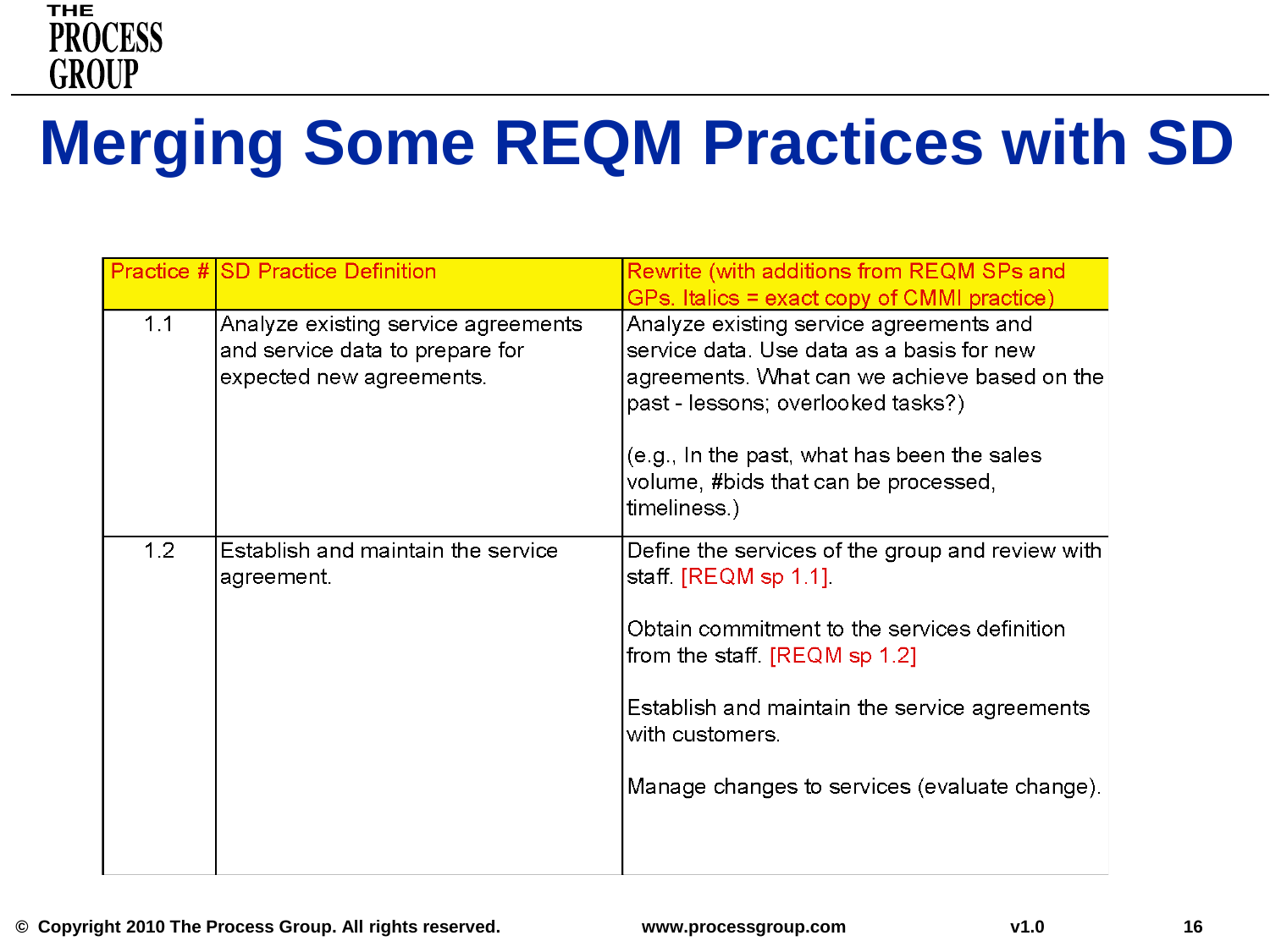# Merging Some REQM Practices with SD

| Practice # | SD Practice Definition | Rewrite (with additions from REQM SPs and GPs. Italics = exact copy of CMMI practice) |
|---|---|---|
| 1.1 | Analyze existing service agreements and service data to prepare for expected new agreements. | Analyze existing service agreements and service data. Use data as a basis for new agreements. What can we achieve based on the past - lessons; overlooked tasks?)<br><br>(e.g., In the past, what has been the sales volume, #bids that can be processed, timeliness.) |
| 1.2 | Establish and maintain the service agreement. | Define the services of the group and review with staff. [REQM sp 1.1].<br><br>Obtain commitment to the services definition from the staff. [REQM sp 1.2]<br><br>Establish and maintain the service agreements with customers.<br><br>Manage changes to services (evaluate change). |

© Copyright 2010 The Process Group. All rights reserved. www.processgroup.com v1.0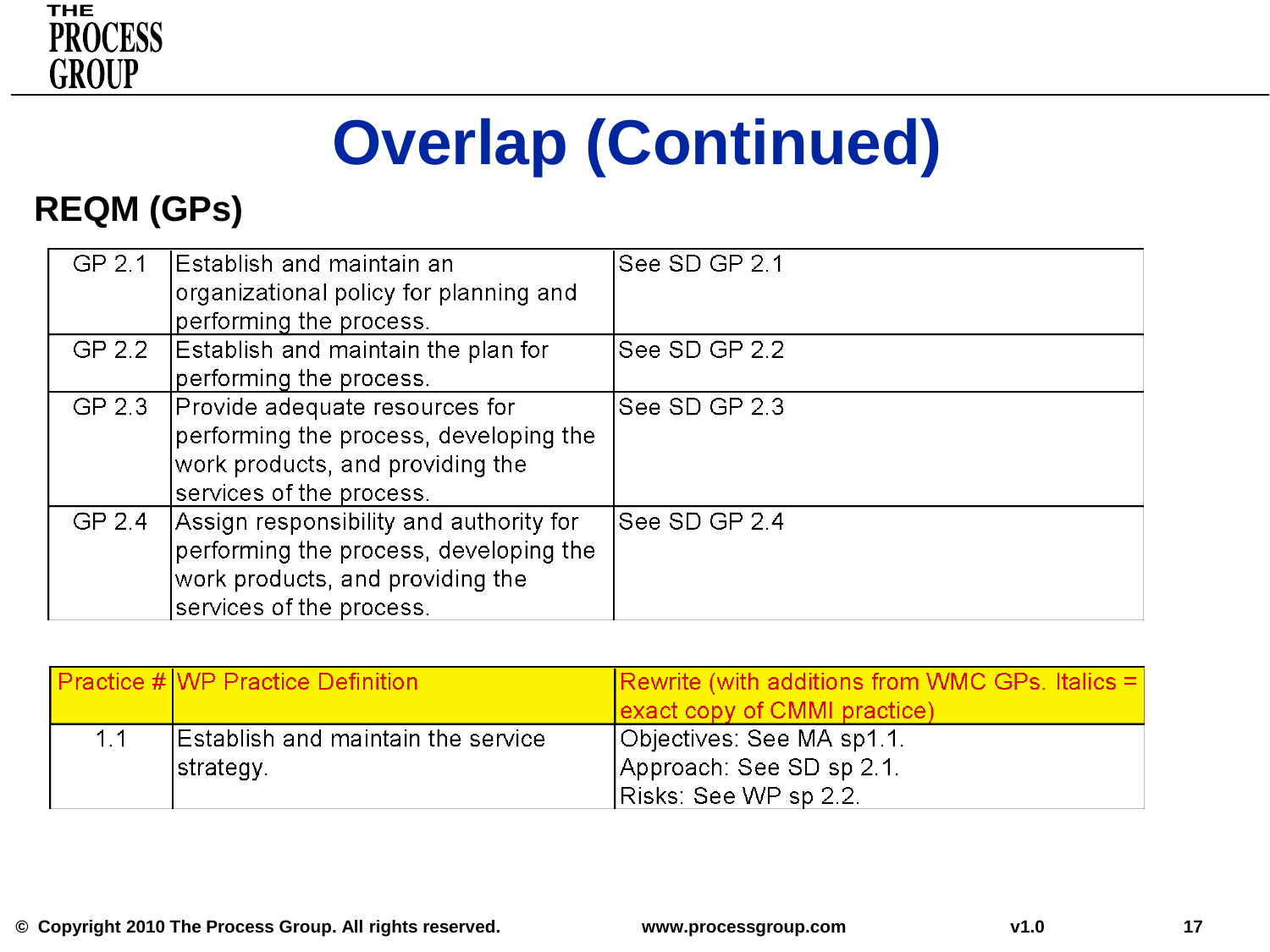# Overlap (Continued)

## REQM (GPs)

| | | |
|---|---|---|
| GP 2.1 | Establish and maintain an organizational policy for planning and performing the process. | See SD GP 2.1 |
| GP 2.2 | Establish and maintain the plan for performing the process. | See SD GP 2.2 |
| GP 2.3 | Provide adequate resources for performing the process, developing the work products, and providing the services of the process. | See SD GP 2.3 |
| GP 2.4 | Assign responsibility and authority for performing the process, developing the work products, and providing the services of the process. | See SD GP 2.4 |

| Practice # | WP Practice Definition | Rewrite (with additions from WMC GPs. Italics = exact copy of CMMI practice) |
|---|---|---|
| 1.1 | Establish and maintain the service strategy. | Objectives: See MA sp1.1.<br>Approach: See SD sp 2.1.<br>Risks: See WP sp 2.2. |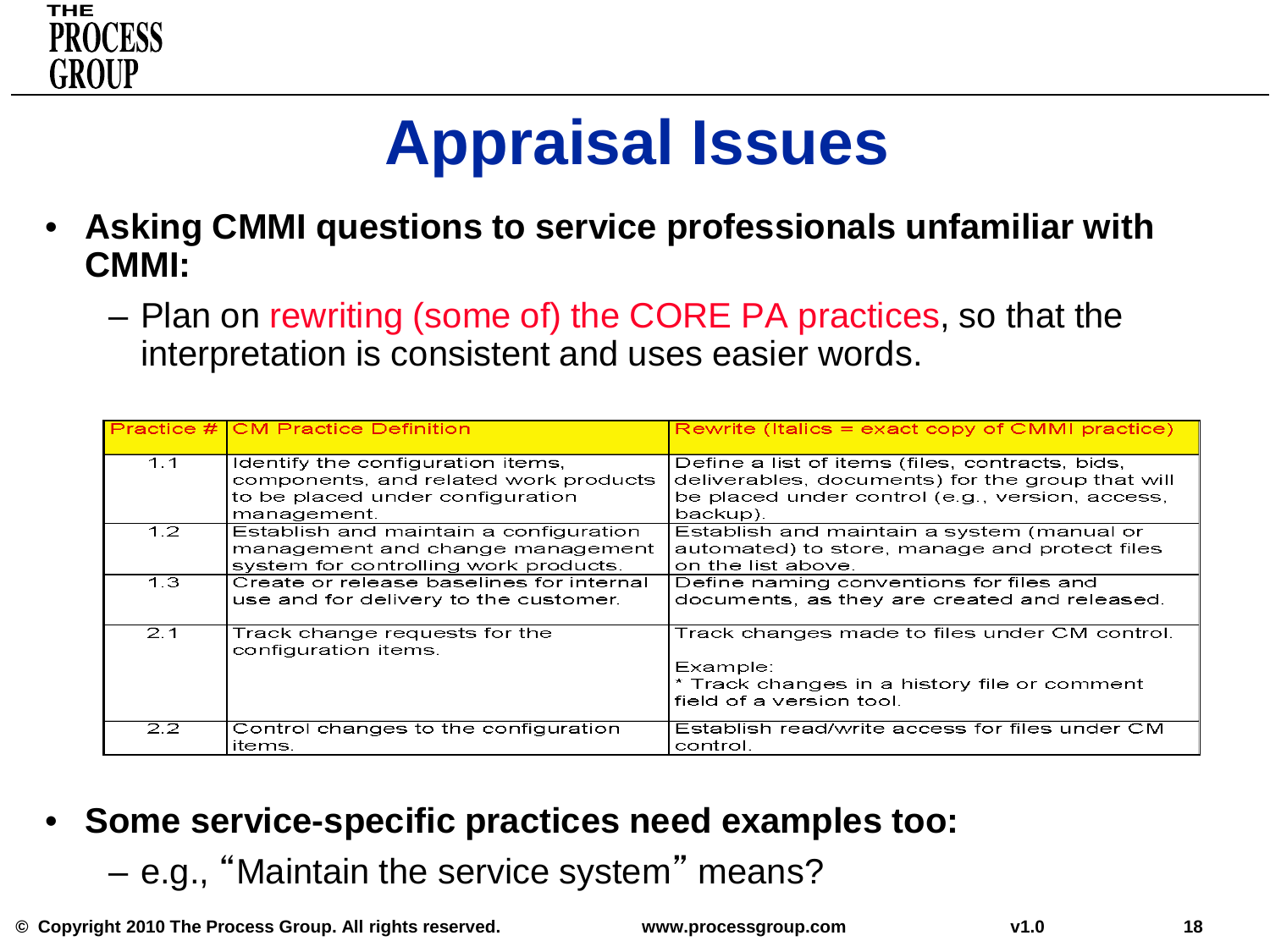# Appraisal Issues

- **Asking CMMI questions to service professionals unfamiliar with CMMI:**
  - Plan on rewriting (some of) the CORE PA practices, so that the interpretation is consistent and uses easier words.

| Practice # | CM Practice Definition | Rewrite (Italics = exact copy of CMMI practice) |
|---|---|---|
| 1.1 | Identify the configuration items, components, and related work products to be placed under configuration management. | Define a list of items (files, contracts, bids, deliverables, documents) for the group that will be placed under control (e.g., version, access, backup). |
| 1.2 | Establish and maintain a configuration management and change management system for controlling work products. | Establish and maintain a system (manual or automated) to store, manage and protect files on the list above. |
| 1.3 | Create or release baselines for internal use and for delivery to the customer. | Define naming conventions for files and documents, as they are created and released. |
| 2.1 | Track change requests for the configuration items. | Track changes made to files under CM control.<br><br>Example:<br>* Track changes in a history file or comment field of a version tool. |
| 2.2 | Control changes to the configuration items. | Establish read/write access for files under CM control. |

- **Some service-specific practices need examples too:**
  - e.g., "Maintain the service system" means?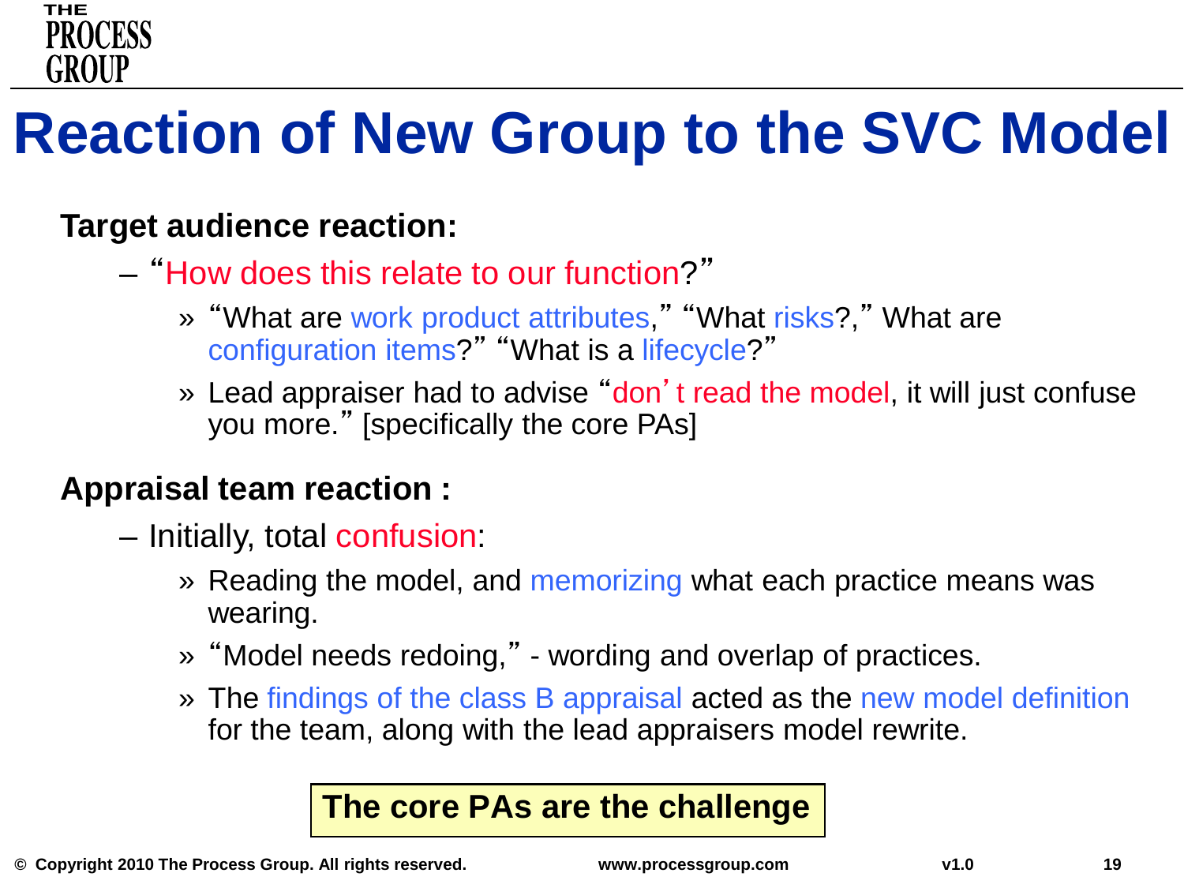# Reaction of New Group to the SVC Model

**Target audience reaction:**

- "How does this relate to our function?"
  - "What are work product attributes," "What risks?," What are configuration items?" "What is a lifecycle?"
  - Lead appraiser had to advise "don't read the model, it will just confuse you more." [specifically the core PAs]

**Appraisal team reaction :**

- Initially, total confusion:
  - Reading the model, and memorizing what each practice means was wearing.
  - "Model needs redoing," - wording and overlap of practices.
  - The findings of the class B appraisal acted as the new model definition for the team, along with the lead appraisers model rewrite.

**The core PAs are the challenge**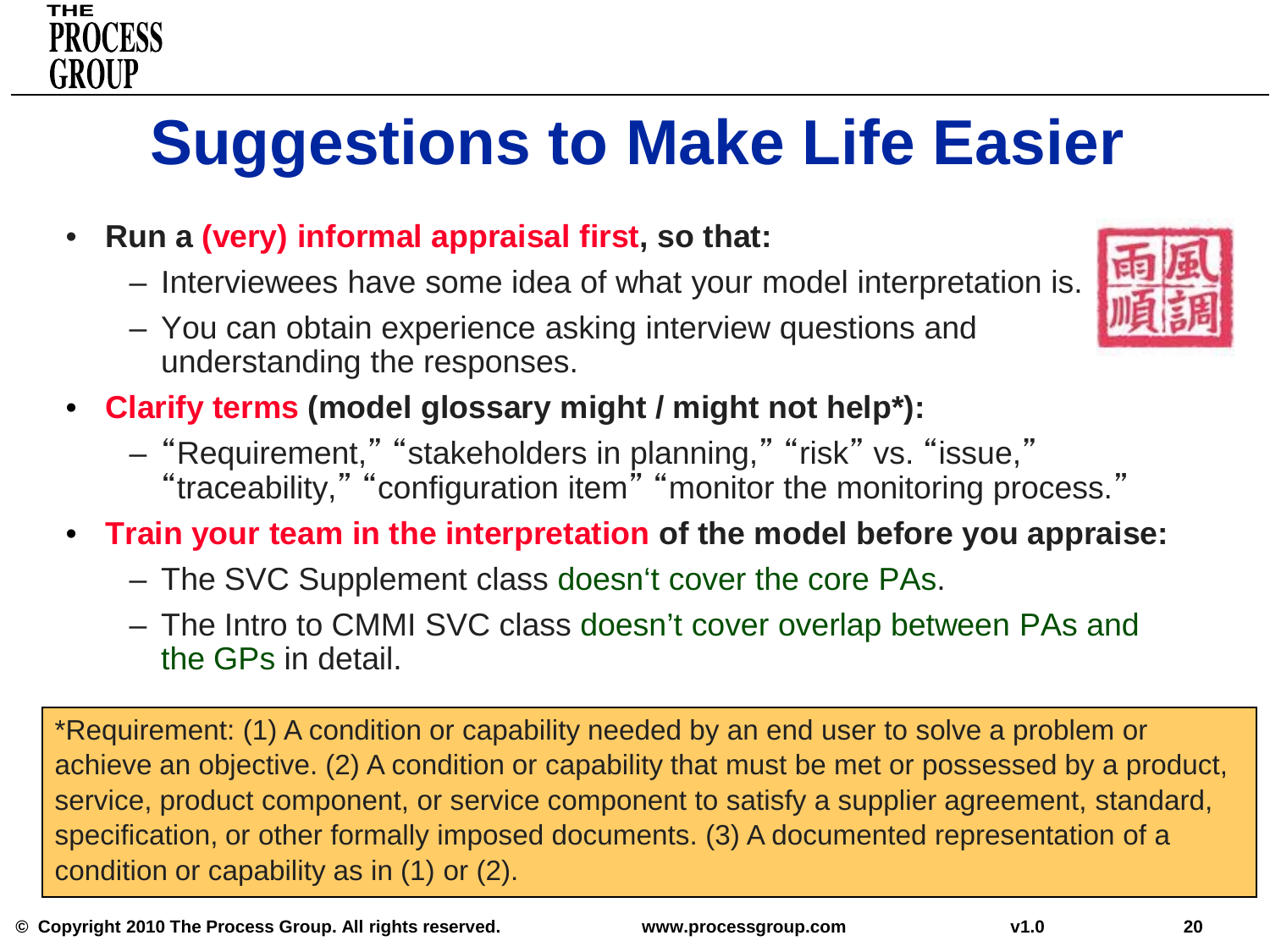# Suggestions to Make Life Easier

- **Run a (very) informal appraisal first, so that:**
  - Interviewees have some idea of what your model interpretation is.
  - You can obtain experience asking interview questions and understanding the responses.
- **Clarify terms (model glossary might / might not help*):**
  - "Requirement," "stakeholders in planning," "risk" vs. "issue," "traceability," "configuration item" "monitor the monitoring process."
- **Train your team in the interpretation of the model before you appraise:**
  - The SVC Supplement class doesn't cover the core PAs.
  - The Intro to CMMI SVC class doesn't cover overlap between PAs and the GPs in detail.

*Requirement: (1) A condition or capability needed by an end user to solve a problem or achieve an objective. (2) A condition or capability that must be met or possessed by a product, service, product component, or service component to satisfy a supplier agreement, standard, specification, or other formally imposed documents. (3) A documented representation of a condition or capability as in (1) or (2).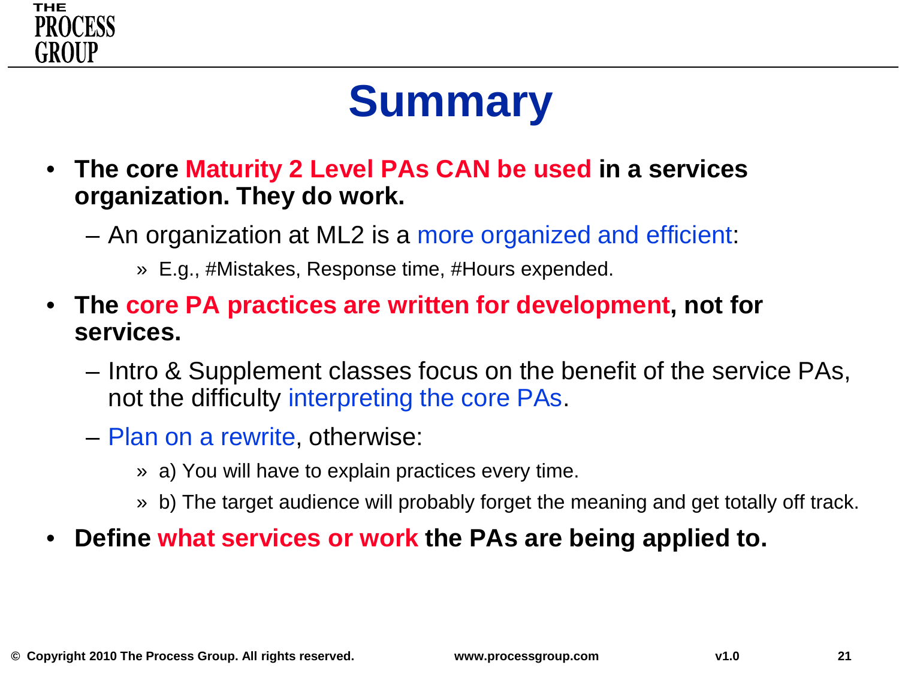# Summary

- **The core Maturity 2 Level PAs CAN be used in a services organization. They do work.**
  - An organization at ML2 is a more organized and efficient:
    - E.g., #Mistakes, Response time, #Hours expended.
- **The core PA practices are written for development, not for services.**
  - Intro & Supplement classes focus on the benefit of the service PAs, not the difficulty interpreting the core PAs.
  - Plan on a rewrite, otherwise:
    - a) You will have to explain practices every time.
    - b) The target audience will probably forget the meaning and get totally off track.
- **Define what services or work the PAs are being applied to.**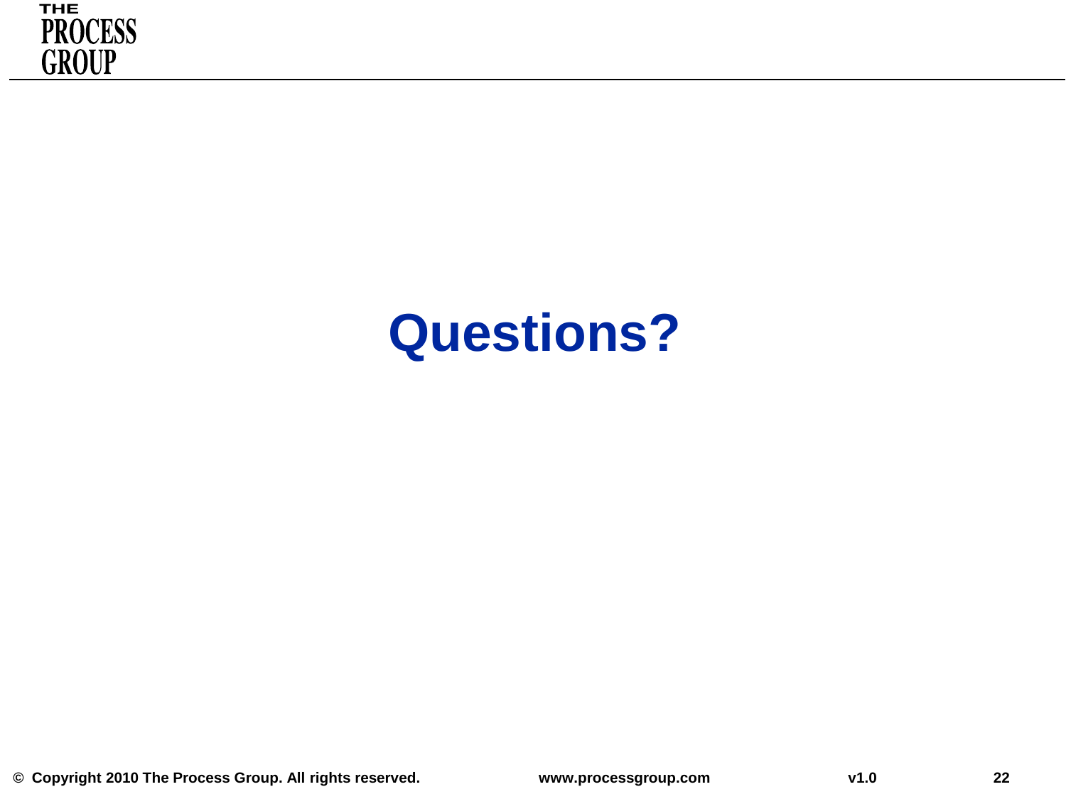# Questions?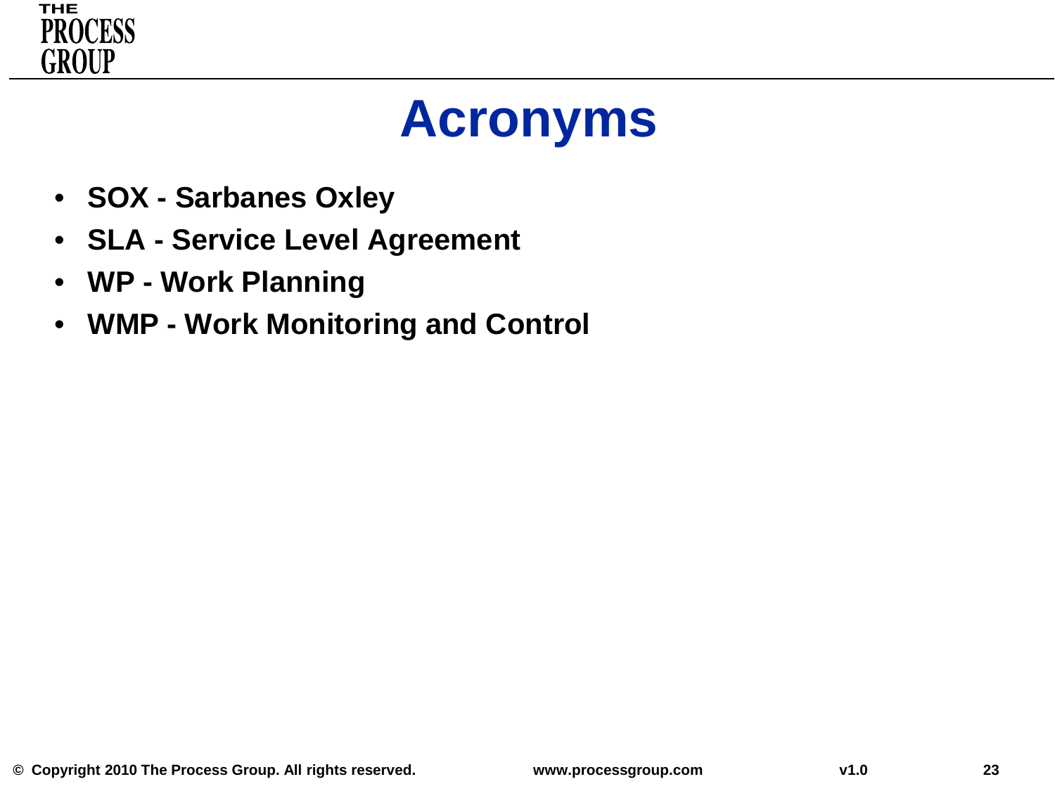# Acronyms

- **SOX - Sarbanes Oxley**
- **SLA - Service Level Agreement**
- **WP - Work Planning**
- **WMP - Work Monitoring and Control**